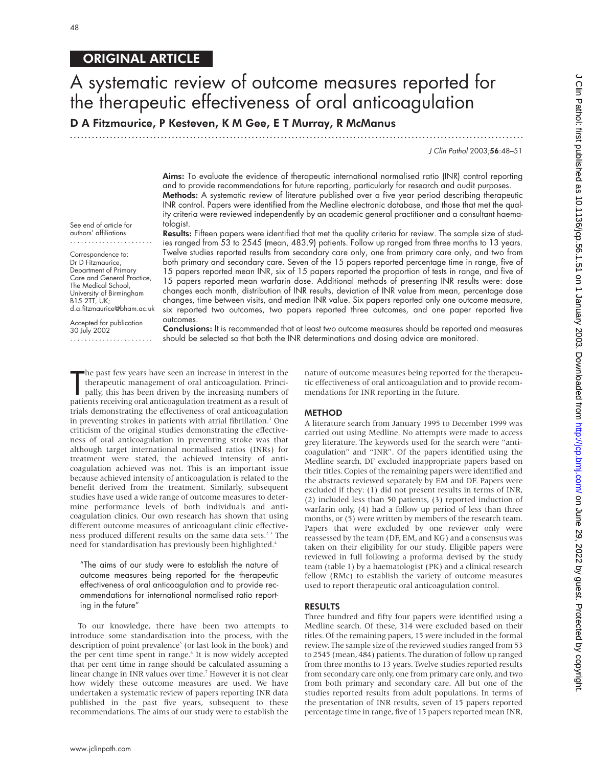ORIGINAL ARTICLE

# A systematic review of outcome measures reported for the therapeutic effectiveness of oral anticoagulation

**D A Fitzmaurice, P Kesteven, K M Gee, E T Murray, R McManus**

See end of article for authors' affiliations

Correspondence to: Dr D Fitzmaurice, Department of Primary Care and General Practice, The Medical School, University of Birmingham B15 2TT, UK; d.a.fitzmaurice@bham.ac.uk

Accepted for publication 30 July 2002

**Aims:** To evaluate the evidence of therapeutic international normalised ratio (INR) control reporting and to provide recommendations for future reporting, particularly for research and audit purposes.

**Methods:** A systematic review of literature published over a five year period describing therapeutic INR control. Papers were identified from the Medline electronic database, and those that met the quality criteria were reviewed independently by an academic general practitioner and a consultant haematologist.

**Results:** Fifteen papers were identified that met the quality criteria for review. The sample size of studies ranged from 53 to 2545 (mean, 483.9) patients. Follow up ranged from three months to 13 years. Twelve studies reported results from secondary care only, one from primary care only, and two from both primary and secondary care. Seven of the 15 papers reported percentage time in range, five of 15 papers reported mean INR, six of 15 papers reported the proportion of tests in range, and five of 15 papers reported mean warfarin dose. Additional methods of presenting INR results were: dose changes each month, distribution of INR results, deviation of INR value from mean, percentage dose changes, time between visits, and median INR value. Six papers reported only one outcome measure, six reported two outcomes, two papers reported three outcomes, and one paper reported five outcomes.

**Conclusions:** It is recommended that at least two outcome measures should be reported and measures should be selected so that both the INR determinations and dosing advice are monitored.

The past few years have seen an increase in interest in the therapeutic management of oral anticoagulation. Principally, this has been driven by the increasing numbers of patients receiving oral anticoagulation treatment as a result of trials demonstrating the effectiveness of oral anticoagulation in preventing strokes in patients with atrial fibrillation.[1] One criticism of the original studies demonstrating the effectiveness of oral anticoagulation in preventing stroke was that although target international normalised ratios (INRs) for treatment were stated, the achieved intensity of anticoagulation achieved was not. This is an important issue because achieved intensity of anticoagulation is related to the benefit derived from the treatment. Similarly, subsequent studies have used a wide range of outcome measures to determine performance levels of both individuals and anticoagulation clinics. Our own research has shown that using different outcome measures of anticoagulant clinic effectiveness produced different results on the same data sets.[2,3] The need for standardisation has previously been highlighted.[4]

> "The aims of our study were to establish the nature of outcome measures being reported for the therapeutic effectiveness of oral anticoagulation and to provide recommendations for international normalised ratio reporting in the future"

To our knowledge, there have been two attempts to introduce some standardisation into the process, with the description of point prevalence[5] (or last look in the book) and the per cent time spent in range.[6] It is now widely accepted that per cent time in range should be calculated assuming a linear change in INR values over time.[7] However it is not clear how widely these outcome measures are used. We have undertaken a systematic review of papers reporting INR data published in the past five years, subsequent to these recommendations. The aims of our study were to establish the nature of outcome measures being reported for the therapeutic effectiveness of oral anticoagulation and to provide recommendations for INR reporting in the future.

## METHOD

A literature search from January 1995 to December 1999 was carried out using Medline. No attempts were made to access grey literature. The keywords used for the search were "anticoagulation" and "INR". Of the papers identified using the Medline search, DF excluded inappropriate papers based on their titles. Copies of the remaining papers were identified and the abstracts reviewed separately by EM and DF. Papers were excluded if they: (1) did not present results in terms of INR, (2) included less than 50 patients, (3) reported induction of warfarin only, (4) had a follow up period of less than three months, or (5) were written by members of the research team. Papers that were excluded by one reviewer only were reassessed by the team (DF, EM, and KG) and a consensus was taken on their eligibility for our study. Eligible papers were reviewed in full following a proforma devised by the study team (table 1) by a haematologist (PK) and a clinical research fellow (RMc) to establish the variety of outcome measures used to report therapeutic oral anticoagulation control.

## RESULTS

Three hundred and fifty four papers were identified using a Medline search. Of these, 314 were excluded based on their titles. Of the remaining papers, 15 were included in the formal review. The sample size of the reviewed studies ranged from 53 to 2545 (mean, 484) patients. The duration of follow up ranged from three months to 13 years. Twelve studies reported results from secondary care only, one from primary care only, and two from both primary and secondary care. All but one of the studies reported results from adult populations. In terms of the presentation of INR results, seven of 15 papers reported percentage time in range, five of 15 papers reported mean INR,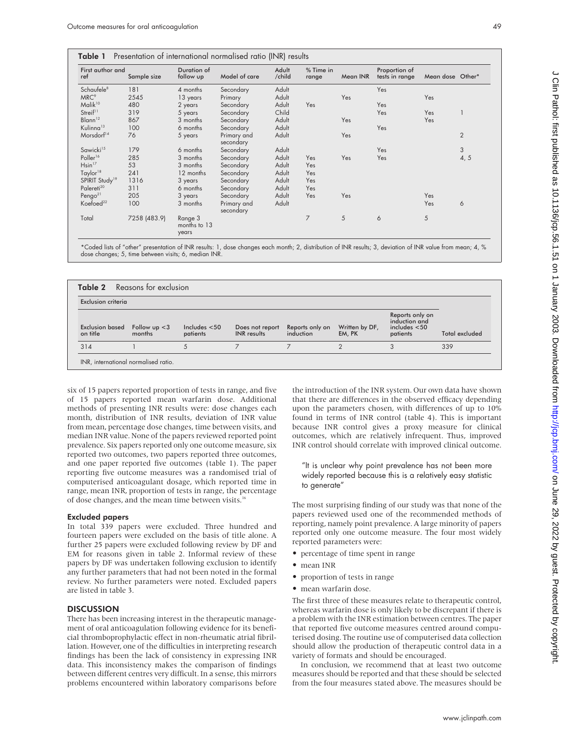**Table 1** Presentation of international normalised ratio (INR) results

| First author and ref | Sample size | Duration of follow up | Model of care | Adult /child | % Time in range | Mean INR | Proportion of tests in range | Mean dose | Other* |
|---|---|---|---|---|---|---|---|---|---|
| Schaufele[8] | 181 | 4 months | Secondary | Adult | | | Yes | | |
| MRC[9] | 2545 | 13 years | Primary | Adult | | Yes | | Yes | |
| Malik[10] | 480 | 2 years | Secondary | Adult | Yes | | Yes | | |
| Streif[11] | 319 | 5 years | Secondary | Child | | | Yes | Yes | 1 |
| Blann[12] | 867 | 3 months | Secondary | Adult | | Yes | | Yes | |
| Kulinna[13] | 100 | 6 months | Secondary | Adult | | | Yes | | |
| Morsdorf[14] | 76 | 5 years | Primary and secondary | Adult | | Yes | | | 2 |
| Sawicki[15] | 179 | 6 months | Secondary | Adult | | | Yes | | 3 |
| Poller[16] | 285 | 3 months | Secondary | Adult | Yes | Yes | Yes | | 4, 5 |
| Hsin[17] | 53 | 3 months | Secondary | Adult | Yes | | | | |
| Taylor[18] | 241 | 12 months | Secondary | Adult | Yes | | | | |
| SPIRIT Study[19] | 1316 | 3 years | Secondary | Adult | Yes | | | | |
| Palereti[20] | 311 | 6 months | Secondary | Adult | Yes | | | | |
| Pengo[21] | 205 | 3 years | Secondary | Adult | Yes | Yes | | Yes | |
| Koefoed[22] | 100 | 3 months | Primary and secondary | Adult | | | | Yes | 6 |
| Total | 7258 (483.9) | Range 3 months to 13 years | | | 7 | 5 | 6 | 5 | |

*Coded lists of "other" presentation of INR results: 1, dose changes each month; 2, distribution of INR results; 3, deviation of INR value from mean; 4, % dose changes; 5, time between visits; 6, median INR.

**Table 2** Reasons for exclusion

| Exclusion criteria | | | | | | | |
|---|---|---|---|---|---|---|---|
| Exclusion based on title | Follow up <3 months | Includes <50 patients | Does not report INR results | Reports only on induction | Written by DF, EM, PK | Reports only on induction and includes <50 patients | Total excluded |
| 314 | 1 | 5 | 7 | 7 | 2 | 3 | 339 |

INR, international normalised ratio.

six of 15 papers reported proportion of tests in range, and five of 15 papers reported mean warfarin dose. Additional methods of presenting INR results were: dose changes each month, distribution of INR results, deviation of INR value from mean, percentage dose changes, time between visits, and median INR value. None of the papers reviewed reported point prevalence. Six papers reported only one outcome measure, six reported two outcomes, two papers reported three outcomes, and one paper reported five outcomes (table 1). The paper reporting five outcome measures was a randomised trial of computerised anticoagulant dosage, which reported time in range, mean INR, proportion of tests in range, the percentage of dose changes, and the mean time between visits.[16]

### Excluded papers

In total 339 papers were excluded. Three hundred and fourteen papers were excluded on the basis of title alone. A further 25 papers were excluded following review by DF and EM for reasons given in table 2. Informal review of these papers by DF was undertaken following exclusion to identify any further parameters that had not been noted in the formal review. No further parameters were noted. Excluded papers are listed in table 3.

## DISCUSSION

There has been increasing interest in the therapeutic management of oral anticoagulation following evidence for its beneficial thromboprophylactic effect in non-rheumatic atrial fibrillation. However, one of the difficulties in interpreting research findings has been the lack of consistency in expressing INR data. This inconsistency makes the comparison of findings between different centres very difficult. In a sense, this mirrors problems encountered within laboratory comparisons before the introduction of the INR system. Our own data have shown that there are differences in the observed efficacy depending upon the parameters chosen, with differences of up to 10% found in terms of INR control (table 4). This is important because INR control gives a proxy measure for clinical outcomes, which are relatively infrequent. Thus, improved INR control should correlate with improved clinical outcome.

> "It is unclear why point prevalence has not been more widely reported because this is a relatively easy statistic to generate"

The most surprising finding of our study was that none of the papers reviewed used one of the recommended methods of reporting, namely point prevalence. A large minority of papers reported only one outcome measure. The four most widely reported parameters were:

- percentage of time spent in range
- mean INR
- proportion of tests in range
- mean warfarin dose.

The first three of these measures relate to therapeutic control, whereas warfarin dose is only likely to be discrepant if there is a problem with the INR estimation between centres. The paper that reported five outcome measures centred around computerised dosing. The routine use of computerised data collection should allow the production of therapeutic control data in a variety of formats and should be encouraged.

In conclusion, we recommend that at least two outcome measures should be reported and that these should be selected from the four measures stated above. The measures should be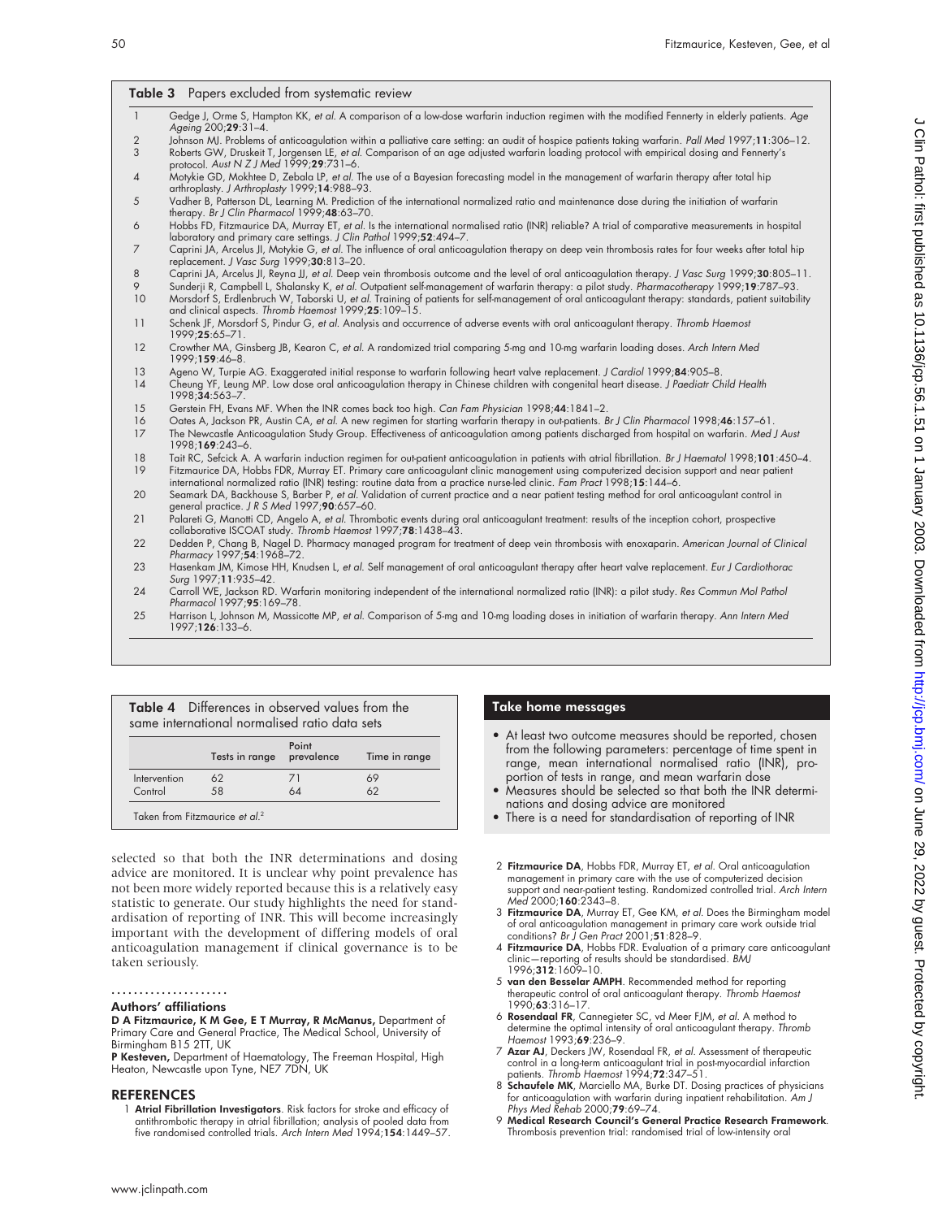**Table 3** Papers excluded from systematic review

| | |
|---|---|
| 1 | Gedge J, Orme S, Hampton KK, *et al*. A comparison of a low-dose warfarin induction regimen with the modified Fennerty in elderly patients. *Age Ageing* 200;**29**:31–4. |
| 2 | Johnson MJ. Problems of anticoagulation within a palliative care setting: an audit of hospice patients taking warfarin. *Pall Med* 1997;**11**:306–12. |
| 3 | Roberts GW, Druskeit T, Jorgensen LE, *et al*. Comparison of an age adjusted warfarin loading protocol with empirical dosing and Fennerty's protocol. *Aust N Z J Med* 1999;**29**:731–6. |
| 4 | Motykie GD, Mokhtee D, Zebala LP, *et al*. The use of a Bayesian forecasting model in the management of warfarin therapy after total hip arthroplasty. *J Arthroplasty* 1999;**14**:988–93. |
| 5 | Vadher B, Patterson DL, Learning M. Prediction of the international normalized ratio and maintenance dose during the initiation of warfarin therapy. *Br J Clin Pharmacol* 1999;**48**:63–70. |
| 6 | Hobbs FD, Fitzmaurice DA, Murray ET, *et al*. Is the international normalised ratio (INR) reliable? A trial of comparative measurements in hospital laboratory and primary care settings. *J Clin Pathol* 1999;**52**:494–7. |
| 7 | Caprini JA, Arcelus JI, Motykie G, *et al*. The influence of oral anticoagulation therapy on deep vein thrombosis rates for four weeks after total hip replacement. *J Vasc Surg* 1999;**30**:813–20. |
| 8 | Caprini JA, Arcelus JI, Reyna JJ, *et al*. Deep vein thrombosis outcome and the level of oral anticoagulation therapy. *J Vasc Surg* 1999;**30**:805–11. |
| 9 | Sunderji R, Campbell L, Shalansky K, *et al*. Outpatient self-management of warfarin therapy: a pilot study. *Pharmacotherapy* 1999;**19**:787–93. |
| 10 | Morsdorf S, Erdlenbruch W, Taborski U, *et al*. Training of patients for self-management of oral anticoagulant therapy: standards, patient suitability and clinical aspects. *Thromb Haemost* 1999;**25**:109–15. |
| 11 | Schenk JF, Morsdorf S, Pindur G, *et al*. Analysis and occurrence of adverse events with oral anticoagulant therapy. *Thromb Haemost* 1999;**25**:65–71. |
| 12 | Crowther MA, Ginsberg JB, Kearon C, *et al*. A randomized trial comparing 5-mg and 10-mg warfarin loading doses. *Arch Intern Med* 1999;**159**:46–8. |
| 13 | Ageno W, Turpie AG. Exaggerated initial response to warfarin following heart valve replacement. *J Cardiol* 1999;**84**:905–8. |
| 14 | Cheung YF, Leung MP. Low dose oral anticoagulation therapy in Chinese children with congenital heart disease. *J Paediatr Child Health* 1998;**34**:563–7. |
| 15 | Gerstein FH, Evans MF. When the INR comes back too high. *Can Fam Physician* 1998;**44**:1841–2. |
| 16 | Oates A, Jackson PR, Austin CA, *et al*. A new regimen for starting warfarin therapy in out-patients. *Br J Clin Pharmacol* 1998;**46**:157–61. |
| 17 | The Newcastle Anticoagulation Study Group. Effectiveness of anticoagulation among patients discharged from hospital on warfarin. *Med J Aust* 1998;**169**:243–6. |
| 18 | Tait RC, Sefcick A. A warfarin induction regimen for out-patient anticoagulation in patients with atrial fibrillation. *Br J Haematol* 1998;**101**:450–4. |
| 19 | Fitzmaurice DA, Hobbs FDR, Murray ET. Primary care anticoagulant clinic management using computerized decision support and near patient international normalized ratio (INR) testing: routine data from a practice nurse-led clinic. *Fam Pract* 1998;**15**:144–6. |
| 20 | Seamark DA, Backhouse S, Barber P, *et al*. Validation of current practice and a near patient testing method for oral anticoagulant control in general practice. *J R S Med* 1997;**90**:657–60. |
| 21 | Palareti G, Manotti CD, Angelo A, *et al*. Thrombotic events during oral anticoagulant treatment: results of the inception cohort, prospective collaborative ISCOAT study. *Thromb Haemost* 1997;**78**:1438–43. |
| 22 | Dedden P, Chang B, Nagel D. Pharmacy managed program for treatment of deep vein thrombosis with enoxaparin. *American Journal of Clinical Pharmacy* 1997;**54**:1968–72. |
| 23 | Hasenkam JM, Kimose HH, Knudsen L, *et al*. Self management of oral anticoagulant therapy after heart valve replacement. *Eur J Cardiothorac Surg* 1997;**11**:935–42. |
| 24 | Carroll WE, Jackson RD. Warfarin monitoring independent of the international normalized ratio (INR): a pilot study. *Res Commun Mol Pathol Pharmacol* 1997;**95**:169–78. |
| 25 | Harrison L, Johnson M, Massicotte MP, *et al*. Comparison of 5-mg and 10-mg loading doses in initiation of warfarin therapy. *Ann Intern Med* 1997;**126**:133–6. |

**Table 4** Differences in observed values from the same international normalised ratio data sets

| | Tests in range | Point prevalence | Time in range |
|---|---|---|---|
| Intervention | 62 | 71 | 69 |
| Control | 58 | 64 | 62 |

Taken from Fitzmaurice *et al*.[2]

selected so that both the INR determinations and dosing advice are monitored. It is unclear why point prevalence has not been more widely reported because this is a relatively easy statistic to generate. Our study highlights the need for standardisation of reporting of INR. This will become increasingly important with the development of differing models of oral anticoagulation management if clinical governance is to be taken seriously.

### Take home messages

- At least two outcome measures should be reported, chosen from the following parameters: percentage of time spent in range, mean international normalised ratio (INR), proportion of tests in range, and mean warfarin dose
- Measures should be selected so that both the INR determinations and dosing advice are monitored
- There is a need for standardisation of reporting of INR

### Authors' affiliations

**D A Fitzmaurice, K M Gee, E T Murray, R McManus,** Department of Primary Care and General Practice, The Medical School, University of Birmingham B15 2TT, UK

**P Kesteven,** Department of Haematology, The Freeman Hospital, High Heaton, Newcastle upon Tyne, NE7 7DN, UK

## REFERENCES

1 **Atrial Fibrillation Investigators**. Risk factors for stroke and efficacy of antithrombotic therapy in atrial fibrillation; analysis of pooled data from five randomised controlled trials. *Arch Intern Med* 1994;**154**:1449–57.

2 **Fitzmaurice DA**, Hobbs FDR, Murray ET, *et al*. Oral anticoagulation management in primary care with the use of computerized decision support and near-patient testing. Randomized controlled trial. *Arch Intern Med* 2000;**160**:2343–8.

3 **Fitzmaurice DA**, Murray ET, Gee KM, *et al*. Does the Birmingham model of oral anticoagulation management in primary care work outside trial conditions? *Br J Gen Pract* 2001;**51**:828–9.

4 **Fitzmaurice DA**, Hobbs FDR. Evaluation of a primary care anticoagulant clinic—reporting of results should be standardised. *BMJ* 1996;**312**:1609–10.

5 **van den Besselar AMPH**. Recommended method for reporting therapeutic control of oral anticoagulant therapy. *Thromb Haemost* 1990;**63**:316–17.

6 **Rosendaal FR**, Cannegieter SC, vd Meer FJM, *et al*. A method to determine the optimal intensity of oral anticoagulant therapy. *Thromb Haemost* 1993;**69**:236–9.

7 **Azar AJ**, Deckers JW, Rosendaal FR, *et al*. Assessment of therapeutic control in a long-term anticoagulant trial in post-myocardial infarction patients. *Thromb Haemost* 1994;**72**:347–51.

8 **Schaufele MK**, Marciello MA, Burke DT. Dosing practices of physicians for anticoagulation with warfarin during inpatient rehabilitation. *Am J Phys Med Rehab* 2000;**79**:69–74.

9 **Medical Research Council's General Practice Research Framework**. Thrombosis prevention trial: randomised trial of low-intensity oral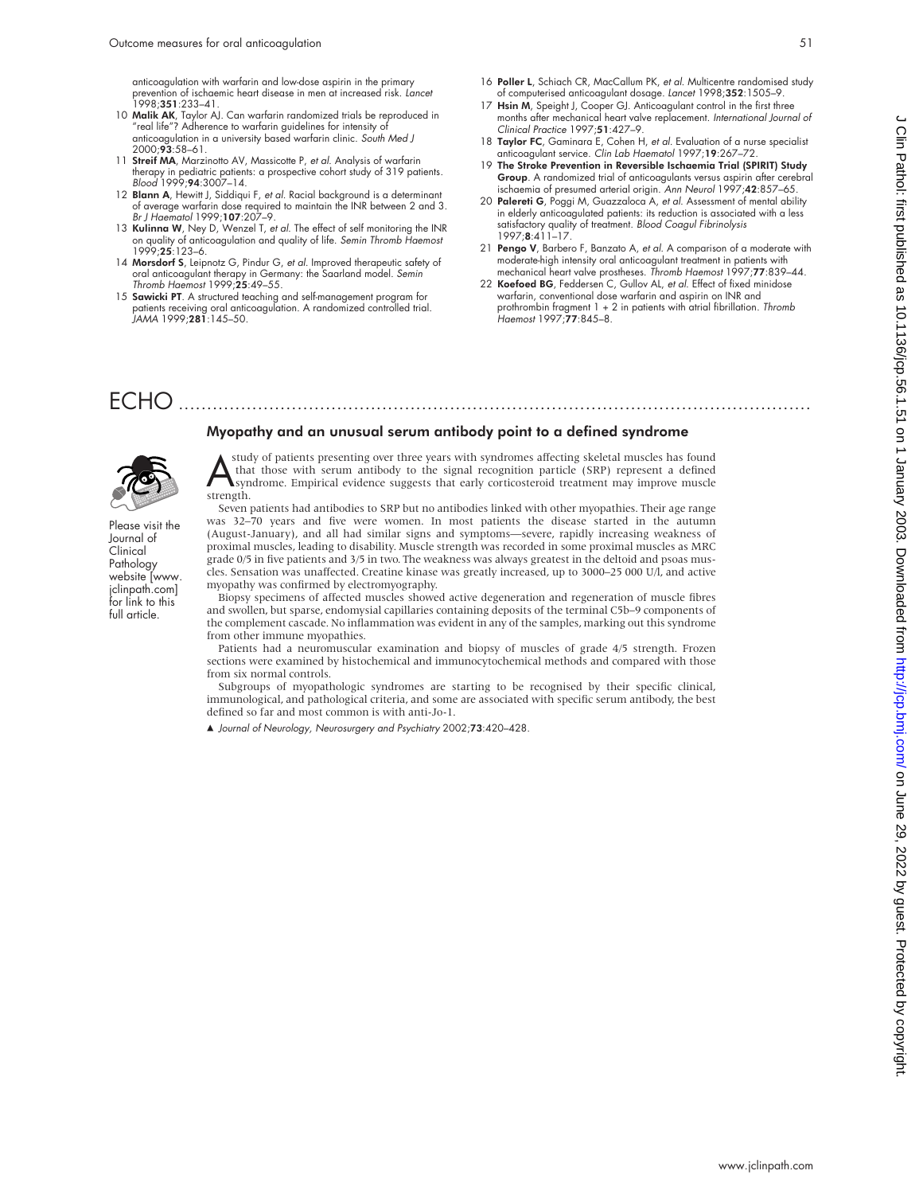anticoagulation with warfarin and low-dose aspirin in the primary prevention of ischaemic heart disease in men at increased risk. *Lancet* 1998;**351**:233–41.

10 **Malik AK**, Taylor AJ. Can warfarin randomized trials be reproduced in "real life"? Adherence to warfarin guidelines for intensity of anticoagulation in a university based warfarin clinic. *South Med J* 2000;**93**:58–61.

11 **Streif MA**, Marzinotto AV, Massicotte P, *et al.* Analysis of warfarin therapy in pediatric patients: a prospective cohort study of 319 patients. *Blood* 1999;**94**:3007–14.

12 **Blann A**, Hewitt J, Siddiqui F, *et al.* Racial background is a determinant of average warfarin dose required to maintain the INR between 2 and 3. *Br J Haematol* 1999;**107**:207–9.

13 **Kulinna W**, Ney D, Wenzel T, *et al.* The effect of self monitoring the INR on quality of anticoagulation and quality of life. *Semin Thromb Haemost* 1999;**25**:123–6.

14 **Morsdorf S**, Leipnotz G, Pindur G, *et al.* Improved therapeutic safety of oral anticoagulant therapy in Germany: the Saarland model. *Semin Thromb Haemost* 1999;**25**:49–55.

15 **Sawicki PT**. A structured teaching and self-management program for patients receiving oral anticoagulation. A randomized controlled trial. *JAMA* 1999;**281**:145–50.

16 **Poller L**, Schiach CR, MacCallum PK, *et al.* Multicentre randomised study of computerised anticoagulant dosage. *Lancet* 1998;**352**:1505–9.

17 **Hsin M**, Speight J, Cooper GJ. Anticoagulant control in the first three months after mechanical heart valve replacement. *International Journal of Clinical Practice* 1997;**51**:427–9.

18 **Taylor FC**, Gaminara E, Cohen H, *et al.* Evaluation of a nurse specialist anticoagulant service. *Clin Lab Haematol* 1997;**19**:267–72.

19 **The Stroke Prevention in Reversible Ischaemia Trial (SPIRIT) Study Group**. A randomized trial of anticoagulants versus aspirin after cerebral ischaemia of presumed arterial origin. *Ann Neurol* 1997;**42**:857–65.

20 **Palereti G**, Poggi M, Guazzaloca A, *et al.* Assessment of mental ability in elderly anticoagulated patients: its reduction is associated with a less satisfactory quality of treatment. *Blood Coagul Fibrinolysis* 1997;**8**:411–17.

21 **Pengo V**, Barbero F, Banzato A, *et al.* A comparison of a moderate with moderate-high intensity oral anticoagulant treatment in patients with mechanical heart valve prostheses. *Thromb Haemost* 1997;**77**:839–44.

22 **Koefoed BG**, Feddersen C, Gullov AL, *et al.* Effect of fixed minidose warfarin, conventional dose warfarin and aspirin on INR and prothrombin fragment 1 + 2 in patients with atrial fibrillation. *Thromb Haemost* 1997;**77**:845–8.

# ECHO

## Myopathy and an unusual serum antibody point to a defined syndrome

Please visit the Journal of Clinical Pathology website [www.jclinpath.com] for link to this full article.

A study of patients presenting over three years with syndromes affecting skeletal muscles has found that those with serum antibody to the signal recognition particle (SRP) represent a defined syndrome. Empirical evidence suggests that early corticosteroid treatment may improve muscle strength.

Seven patients had antibodies to SRP but no antibodies linked with other myopathies. Their age range was 32–70 years and five were women. In most patients the disease started in the autumn (August-January), and all had similar signs and symptoms—severe, rapidly increasing weakness of proximal muscles, leading to disability. Muscle strength was recorded in some proximal muscles as MRC grade 0/5 in five patients and 3/5 in two. The weakness was always greatest in the deltoid and psoas muscles. Sensation was unaffected. Creatine kinase was greatly increased, up to 3000–25 000 U/l, and active myopathy was confirmed by electromyography.

Biopsy specimens of affected muscles showed active degeneration and regeneration of muscle fibres and swollen, but sparse, endomysial capillaries containing deposits of the terminal C5b–9 components of the complement cascade. No inflammation was evident in any of the samples, marking out this syndrome from other immune myopathies.

Patients had a neuromuscular examination and biopsy of muscles of grade 4/5 strength. Frozen sections were examined by histochemical and immunocytochemical methods and compared with those from six normal controls.

Subgroups of myopathologic syndromes are starting to be recognised by their specific clinical, immunological, and pathological criteria, and some are associated with specific serum antibody, the best defined so far and most common is with anti-Jo-1.

▲ *Journal of Neurology, Neurosurgery and Psychiatry* 2002;**73**:420–428.